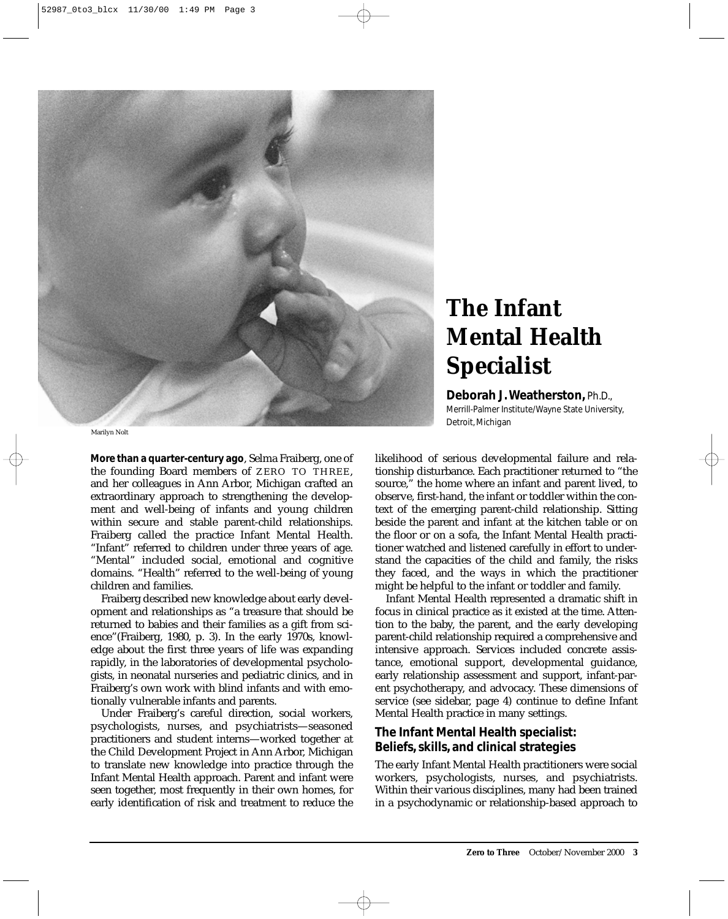Marilyn Nolt

# The Infant Mental Health Specialist

**Deborah J. Weatherston,** Ph.D., Merrill-Palmer Institute/Wayne State University, Detroit, Michigan

**More than a quarter-century ago**, Selma Fraiberg, one of the founding Board members of ZERO TO THREE, and her colleagues in Ann Arbor, Michigan crafted an extraordinary approach to strengthening the development and well-being of infants and young children within secure and stable parent-child relationships. Fraiberg called the practice Infant Mental Health. "Infant" referred to children under three years of age. "Mental" included social, emotional and cognitive domains. "Health" referred to the well-being of young children and families.

Fraiberg described new knowledge about early development and relationships as "a treasure that should be returned to babies and their families as a gift from science"(Fraiberg, 1980, p. 3). In the early 1970s, knowledge about the first three years of life was expanding rapidly, in the laboratories of developmental psychologists, in neonatal nurseries and pediatric clinics, and in Fraiberg's own work with blind infants and with emotionally vulnerable infants and parents.

Under Fraiberg's careful direction, social workers, psychologists, nurses, and psychiatrists—seasoned practitioners and student interns—worked together at the Child Development Project in Ann Arbor, Michigan to translate new knowledge into practice through the Infant Mental Health approach. Parent and infant were seen together, most frequently in their own homes, for early identification of risk and treatment to reduce the likelihood of serious developmental failure and relationship disturbance. Each practitioner returned to "the source," the home where an infant and parent lived, to observe, first-hand, the infant or toddler within the context of the emerging parent-child relationship. Sitting beside the parent and infant at the kitchen table or on the floor or on a sofa, the Infant Mental Health practitioner watched and listened carefully in effort to understand the capacities of the child and family, the risks they faced, and the ways in which the practitioner might be helpful to the infant or toddler and family.

Infant Mental Health represented a dramatic shift in focus in clinical practice as it existed at the time. Attention to the baby, the parent, and the early developing parent-child relationship required a comprehensive and intensive approach. Services included concrete assistance, emotional support, developmental guidance, early relationship assessment and support, infant-parent psychotherapy, and advocacy. These dimensions of service (see sidebar, page 4) continue to define Infant Mental Health practice in many settings.

## The Infant Mental Health specialist: Beliefs, skills, and clinical strategies

The early Infant Mental Health practitioners were social workers, psychologists, nurses, and psychiatrists. Within their various disciplines, many had been trained in a psychodynamic or relationship-based approach to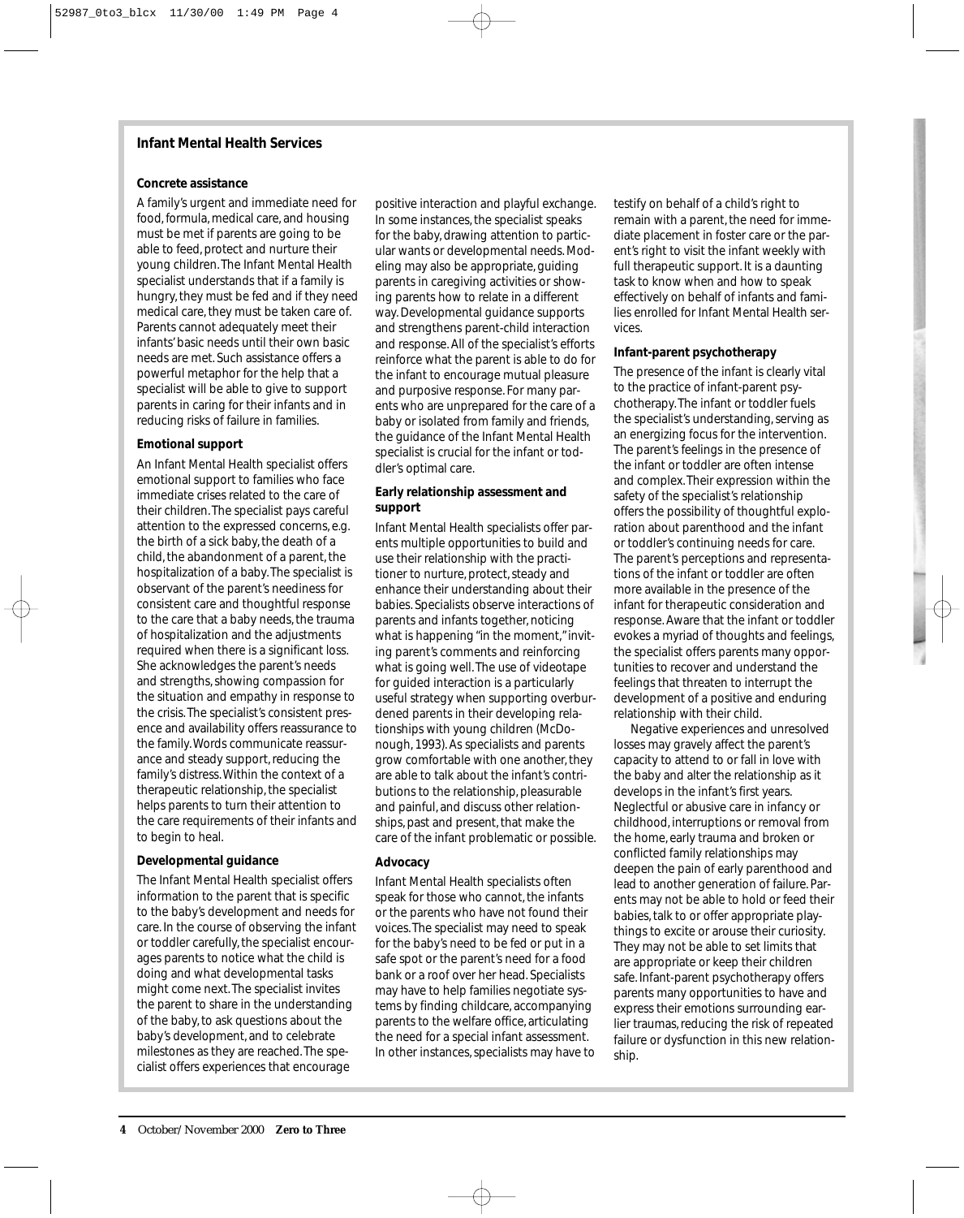## Infant Mental Health Services

### Concrete assistance

A family's urgent and immediate need for food, formula, medical care, and housing must be met if parents are going to be able to feed, protect and nurture their young children. The Infant Mental Health specialist understands that if a family is hungry, they must be fed and if they need medical care, they must be taken care of. Parents cannot adequately meet their infants' basic needs until their own basic needs are met. Such assistance offers a powerful metaphor for the help that a specialist will be able to give to support parents in caring for their infants and in reducing risks of failure in families.

### Emotional support

An Infant Mental Health specialist offers emotional support to families who face immediate crises related to the care of their children. The specialist pays careful attention to the expressed concerns, e.g. the birth of a sick baby, the death of a child, the abandonment of a parent, the hospitalization of a baby. The specialist is observant of the parent's neediness for consistent care and thoughtful response to the care that a baby needs, the trauma of hospitalization and the adjustments required when there is a significant loss. She acknowledges the parent's needs and strengths, showing compassion for the situation and empathy in response to the crisis. The specialist's consistent presence and availability offers reassurance to the family. Words communicate reassurance and steady support, reducing the family's distress. Within the context of a therapeutic relationship, the specialist helps parents to turn their attention to the care requirements of their infants and to begin to heal.

### Developmental guidance

The Infant Mental Health specialist offers information to the parent that is specific to the baby's development and needs for care. In the course of observing the infant or toddler carefully, the specialist encourages parents to notice what the child is doing and what developmental tasks might come next. The specialist invites the parent to share in the understanding of the baby, to ask questions about the baby's development, and to celebrate milestones as they are reached. The specialist offers experiences that encourage positive interaction and playful exchange. In some instances, the specialist speaks for the baby, drawing attention to particular wants or developmental needs. Modeling may also be appropriate, guiding parents in caregiving activities or showing parents how to relate in a different way. Developmental guidance supports and strengthens parent-child interaction and response. All of the specialist's efforts reinforce what the parent is able to do for the infant to encourage mutual pleasure and purposive response. For many parents who are unprepared for the care of a baby or isolated from family and friends, the guidance of the Infant Mental Health specialist is crucial for the infant or toddler's optimal care.

### Early relationship assessment and support

Infant Mental Health specialists offer parents multiple opportunities to build and use their relationship with the practitioner to nurture, protect, steady and enhance their understanding about their babies. Specialists observe interactions of parents and infants together, noticing what is happening "in the moment," inviting parent's comments and reinforcing what is going well. The use of videotape for guided interaction is a particularly useful strategy when supporting overburdened parents in their developing relationships with young children (McDonough, 1993). As specialists and parents grow comfortable with one another, they are able to talk about the infant's contributions to the relationship, pleasurable and painful, and discuss other relationships, past and present, that make the care of the infant problematic or possible.

### Advocacy

Infant Mental Health specialists often speak for those who cannot, the infants or the parents who have not found their voices. The specialist may need to speak for the baby's need to be fed or put in a safe spot or the parent's need for a food bank or a roof over her head. Specialists may have to help families negotiate systems by finding childcare, accompanying parents to the welfare office, articulating the need for a special infant assessment. In other instances, specialists may have to testify on behalf of a child's right to remain with a parent, the need for immediate placement in foster care or the parent's right to visit the infant weekly with full therapeutic support. It is a daunting task to know when and how to speak effectively on behalf of infants and families enrolled for Infant Mental Health services.

### Infant-parent psychotherapy

The presence of the infant is clearly vital to the practice of infant-parent psychotherapy. The infant or toddler fuels the specialist's understanding, serving as an energizing focus for the intervention. The parent's feelings in the presence of the infant or toddler are often intense and complex. Their expression within the safety of the specialist's relationship offers the possibility of thoughtful exploration about parenthood and the infant or toddler's continuing needs for care. The parent's perceptions and representations of the infant or toddler are often more available in the presence of the infant for therapeutic consideration and response. Aware that the infant or toddler evokes a myriad of thoughts and feelings, the specialist offers parents many opportunities to recover and understand the feelings that threaten to interrupt the development of a positive and enduring relationship with their child.

Negative experiences and unresolved losses may gravely affect the parent's capacity to attend to or fall in love with the baby and alter the relationship as it develops in the infant's first years. Neglectful or abusive care in infancy or childhood, interruptions or removal from the home, early trauma and broken or conflicted family relationships may deepen the pain of early parenthood and lead to another generation of failure. Parents may not be able to hold or feed their babies, talk to or offer appropriate playthings to excite or arouse their curiosity. They may not be able to set limits that are appropriate or keep their children safe. Infant-parent psychotherapy offers parents many opportunities to have and express their emotions surrounding earlier traumas, reducing the risk of repeated failure or dysfunction in this new relationship.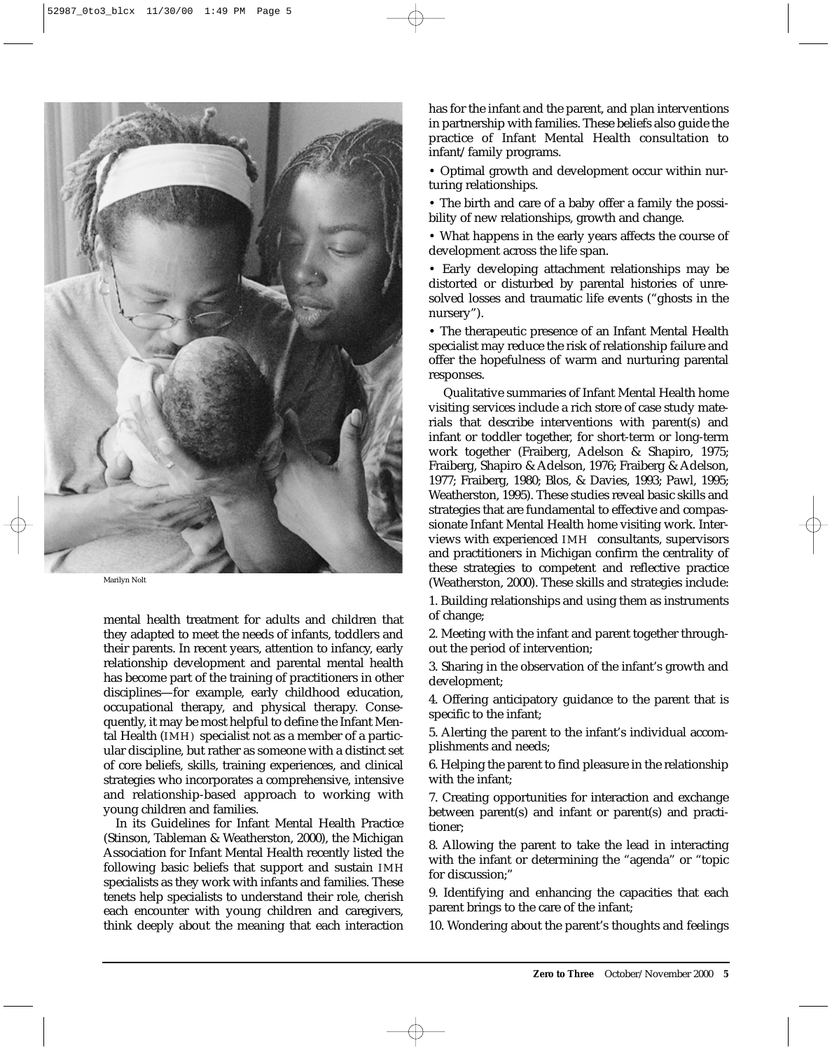Marilyn Nolt

mental health treatment for adults and children that they adapted to meet the needs of infants, toddlers and their parents. In recent years, attention to infancy, early relationship development and parental mental health has become part of the training of practitioners in other disciplines—for example, early childhood education, occupational therapy, and physical therapy. Consequently, it may be most helpful to define the Infant Mental Health (IMH) specialist not as a member of a particular discipline, but rather as someone with a distinct set of core beliefs, skills, training experiences, and clinical strategies who incorporates a comprehensive, intensive and relationship-based approach to working with young children and families.

In its Guidelines for Infant Mental Health Practice (Stinson, Tableman & Weatherston, 2000), the Michigan Association for Infant Mental Health recently listed the following basic beliefs that support and sustain IMH specialists as they work with infants and families. These tenets help specialists to understand their role, cherish each encounter with young children and caregivers, think deeply about the meaning that each interaction has for the infant and the parent, and plan interventions in partnership with families. These beliefs also guide the practice of Infant Mental Health consultation to infant/family programs.

- Optimal growth and development occur within nurturing relationships.
- The birth and care of a baby offer a family the possibility of new relationships, growth and change.
- What happens in the early years affects the course of development across the life span.
- Early developing attachment relationships may be distorted or disturbed by parental histories of unresolved losses and traumatic life events ("ghosts in the nursery").
- The therapeutic presence of an Infant Mental Health specialist may reduce the risk of relationship failure and offer the hopefulness of warm and nurturing parental responses.

Qualitative summaries of Infant Mental Health home visiting services include a rich store of case study materials that describe interventions with parent(s) and infant or toddler together, for short-term or long-term work together (Fraiberg, Adelson & Shapiro, 1975; Fraiberg, Shapiro & Adelson, 1976; Fraiberg & Adelson, 1977; Fraiberg, 1980; Blos, & Davies, 1993; Pawl, 1995; Weatherston, 1995). These studies reveal basic skills and strategies that are fundamental to effective and compassionate Infant Mental Health home visiting work. Interviews with experienced IMH consultants, supervisors and practitioners in Michigan confirm the centrality of these strategies to competent and reflective practice (Weatherston, 2000). These skills and strategies include:

1. Building relationships and using them as instruments of change;
2. Meeting with the infant and parent together throughout the period of intervention;
3. Sharing in the observation of the infant's growth and development;
4. Offering anticipatory guidance to the parent that is specific to the infant;
5. Alerting the parent to the infant's individual accomplishments and needs;
6. Helping the parent to find pleasure in the relationship with the infant;
7. Creating opportunities for interaction and exchange between parent(s) and infant or parent(s) and practitioner;
8. Allowing the parent to take the lead in interacting with the infant or determining the "agenda" or "topic for discussion;"
9. Identifying and enhancing the capacities that each parent brings to the care of the infant;
10. Wondering about the parent's thoughts and feelings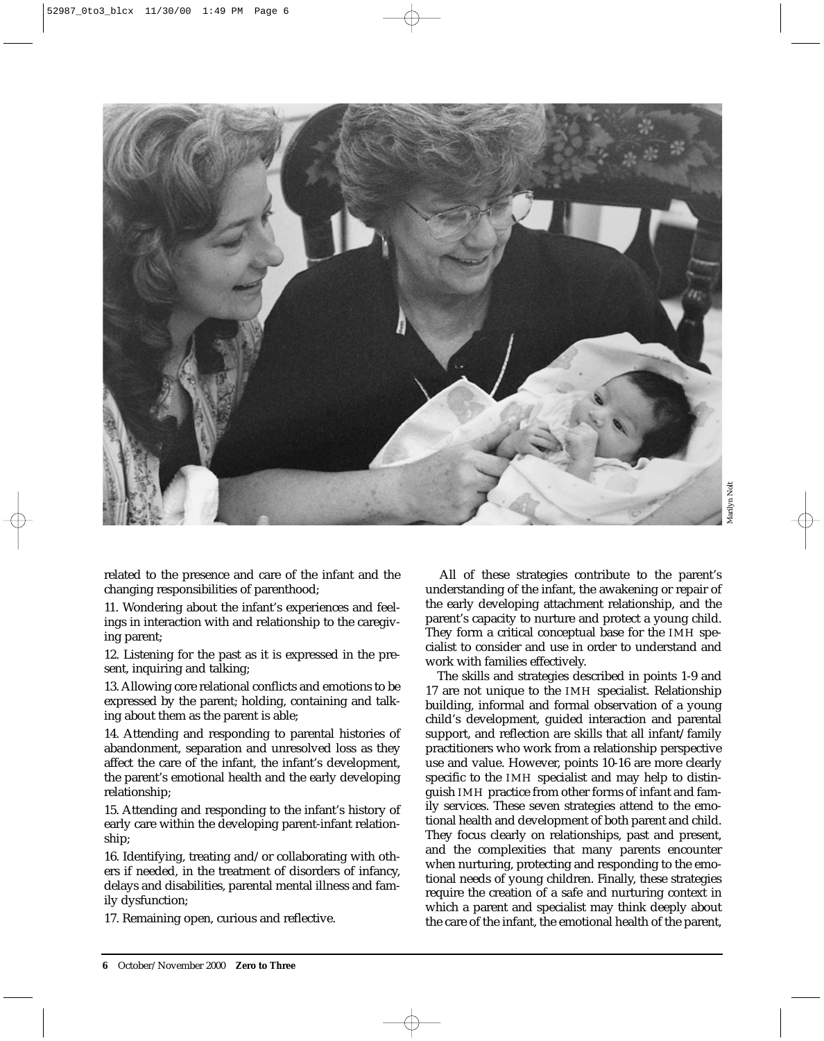related to the presence and care of the infant and the changing responsibilities of parenthood;

11. Wondering about the infant's experiences and feelings in interaction with and relationship to the caregiving parent;

12. Listening for the past as it is expressed in the present, inquiring and talking;

13. Allowing core relational conflicts and emotions to be expressed by the parent; holding, containing and talking about them as the parent is able;

14. Attending and responding to parental histories of abandonment, separation and unresolved loss as they affect the care of the infant, the infant's development, the parent's emotional health and the early developing relationship;

15. Attending and responding to the infant's history of early care within the developing parent-infant relationship;

16. Identifying, treating and/or collaborating with others if needed, in the treatment of disorders of infancy, delays and disabilities, parental mental illness and family dysfunction;

17. Remaining open, curious and reflective.

All of these strategies contribute to the parent's understanding of the infant, the awakening or repair of the early developing attachment relationship, and the parent's capacity to nurture and protect a young child. They form a critical conceptual base for the IMH specialist to consider and use in order to understand and work with families effectively.

The skills and strategies described in points 1-9 and 17 are not unique to the IMH specialist. Relationship building, informal and formal observation of a young child's development, guided interaction and parental support, and reflection are skills that all infant/family practitioners who work from a relationship perspective use and value. However, points 10-16 are more clearly specific to the IMH specialist and may help to distinguish IMH practice from other forms of infant and family services. These seven strategies attend to the emotional health and development of both parent and child. They focus clearly on relationships, past and present, and the complexities that many parents encounter when nurturing, protecting and responding to the emotional needs of young children. Finally, these strategies require the creation of a safe and nurturing context in which a parent and specialist may think deeply about the care of the infant, the emotional health of the parent,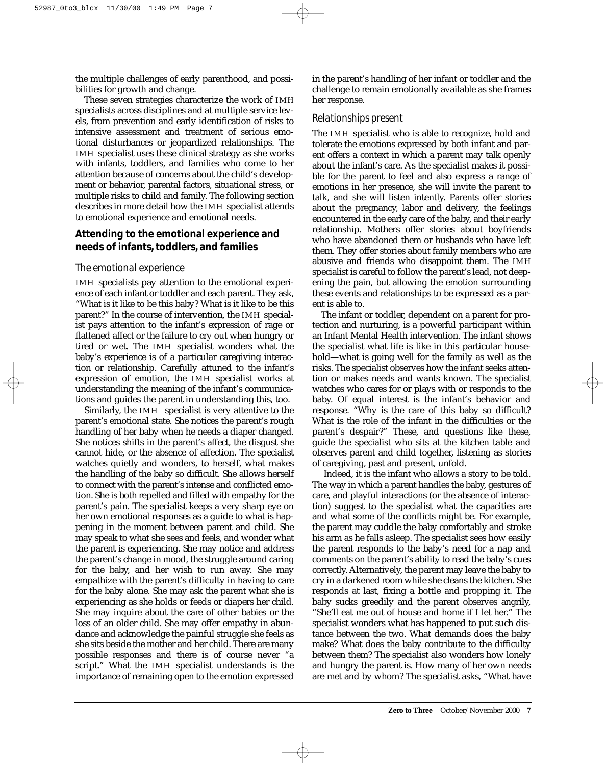the multiple challenges of early parenthood, and possibilities for growth and change.

These seven strategies characterize the work of IMH specialists across disciplines and at multiple service levels, from prevention and early identification of risks to intensive assessment and treatment of serious emotional disturbances or jeopardized relationships. The IMH specialist uses these clinical strategy as she works with infants, toddlers, and families who come to her attention because of concerns about the child's development or behavior, parental factors, situational stress, or multiple risks to child and family. The following section describes in more detail how the IMH specialist attends to emotional experience and emotional needs.

## Attending to the emotional experience and needs of infants, toddlers, and families

### *The emotional experience*

IMH specialists pay attention to the emotional experience of each infant or toddler and each parent. They ask, "What is it like to be this baby? What is it like to be this parent?" In the course of intervention, the IMH specialist pays attention to the infant's expression of rage or flattened affect or the failure to cry out when hungry or tired or wet. The IMH specialist wonders what the baby's experience is of a particular caregiving interaction or relationship. Carefully attuned to the infant's expression of emotion, the IMH specialist works at understanding the meaning of the infant's communications and guides the parent in understanding this, too.

Similarly, the IMH specialist is very attentive to the parent's emotional state. She notices the parent's rough handling of her baby when he needs a diaper changed. She notices shifts in the parent's affect, the disgust she cannot hide, or the absence of affection. The specialist watches quietly and wonders, to herself, what makes the handling of the baby so difficult. She allows herself to connect with the parent's intense and conflicted emotion. She is both repelled and filled with empathy for the parent's pain. The specialist keeps a very sharp eye on her own emotional responses as a guide to what is happening in the moment between parent and child. She may speak to what she sees and feels, and wonder what the parent is experiencing. She may notice and address the parent's change in mood, the struggle around caring for the baby, and her wish to run away. She may empathize with the parent's difficulty in having to care for the baby alone. She may ask the parent what she is experiencing as she holds or feeds or diapers her child. She may inquire about the care of other babies or the loss of an older child. She may offer empathy in abundance and acknowledge the painful struggle she feels as she sits beside the mother and her child. There are many possible responses and there is of course never "a script." What the IMH specialist understands is the importance of remaining open to the emotion expressed in the parent's handling of her infant or toddler and the challenge to remain emotionally available as she frames her response.

### *Relationships present*

The IMH specialist who is able to recognize, hold and tolerate the emotions expressed by both infant and parent offers a context in which a parent may talk openly about the infant's care. As the specialist makes it possible for the parent to feel and also express a range of emotions in her presence, she will invite the parent to talk, and she will listen intently. Parents offer stories about the pregnancy, labor and delivery, the feelings encountered in the early care of the baby, and their early relationship. Mothers offer stories about boyfriends who have abandoned them or husbands who have left them. They offer stories about family members who are abusive and friends who disappoint them. The IMH specialist is careful to follow the parent's lead, not deepening the pain, but allowing the emotion surrounding these events and relationships to be expressed as a parent is able to.

The infant or toddler, dependent on a parent for protection and nurturing, is a powerful participant within an Infant Mental Health intervention. The infant shows the specialist what life is like in this particular household—what is going well for the family as well as the risks. The specialist observes how the infant seeks attention or makes needs and wants known. The specialist watches who cares for or plays with or responds to the baby. Of equal interest is the infant's behavior and response. "Why is the care of this baby so difficult? What is the role of the infant in the difficulties or the parent's despair?" These, and questions like these, guide the specialist who sits at the kitchen table and observes parent and child together, listening as stories of caregiving, past and present, unfold.

Indeed, it is the infant who allows a story to be told. The way in which a parent handles the baby, gestures of care, and playful interactions (or the absence of interaction) suggest to the specialist what the capacities are and what some of the conflicts might be. For example, the parent may cuddle the baby comfortably and stroke his arm as he falls asleep. The specialist sees how easily the parent responds to the baby's need for a nap and comments on the parent's ability to read the baby's cues correctly. Alternatively, the parent may leave the baby to cry in a darkened room while she cleans the kitchen. She responds at last, fixing a bottle and propping it. The baby sucks greedily and the parent observes angrily, "She'll eat me out of house and home if I let her." The specialist wonders what has happened to put such distance between the two. What demands does the baby make? What does the baby contribute to the difficulty between them? The specialist also wonders how lonely and hungry the parent is. How many of her own needs are met and by whom? The specialist asks, "What have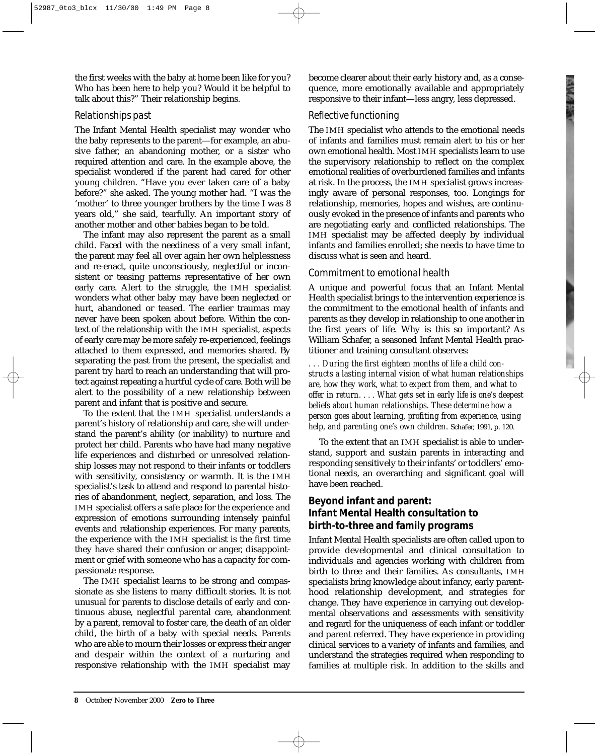the first weeks with the baby at home been like for you? Who has been here to help you? Would it be helpful to talk about this?" Their relationship begins.

### *Relationships past*

The Infant Mental Health specialist may wonder who the baby represents to the parent—for example, an abusive father, an abandoning mother, or a sister who required attention and care. In the example above, the specialist wondered if the parent had cared for other young children. "Have you ever taken care of a baby before?" she asked. The young mother had. "I was the 'mother' to three younger brothers by the time I was 8 years old," she said, tearfully. An important story of another mother and other babies began to be told.

The infant may also represent the parent as a small child. Faced with the neediness of a very small infant, the parent may feel all over again her own helplessness and re-enact, quite unconsciously, neglectful or inconsistent or teasing patterns representative of her own early care. Alert to the struggle, the IMH specialist wonders what other baby may have been neglected or hurt, abandoned or teased. The earlier traumas may never have been spoken about before. Within the context of the relationship with the IMH specialist, aspects of early care may be more safely re-experienced, feelings attached to them expressed, and memories shared. By separating the past from the present, the specialist and parent try hard to reach an understanding that will protect against repeating a hurtful cycle of care. Both will be alert to the possibility of a new relationship between parent and infant that is positive and secure.

To the extent that the IMH specialist understands a parent's history of relationship and care, she will understand the parent's ability (or inability) to nurture and protect her child. Parents who have had many negative life experiences and disturbed or unresolved relationship losses may not respond to their infants or toddlers with sensitivity, consistency or warmth. It is the IMH specialist's task to attend and respond to parental histories of abandonment, neglect, separation, and loss. The IMH specialist offers a safe place for the experience and expression of emotions surrounding intensely painful events and relationship experiences. For many parents, the experience with the IMH specialist is the first time they have shared their confusion or anger, disappointment or grief with someone who has a capacity for compassionate response.

The IMH specialist learns to be strong and compassionate as she listens to many difficult stories. It is not unusual for parents to disclose details of early and continuous abuse, neglectful parental care, abandonment by a parent, removal to foster care, the death of an older child, the birth of a baby with special needs. Parents who are able to mourn their losses or express their anger and despair within the context of a nurturing and responsive relationship with the IMH specialist may become clearer about their early history and, as a consequence, more emotionally available and appropriately responsive to their infant—less angry, less depressed.

### *Reflective functioning*

The IMH specialist who attends to the emotional needs of infants and families must remain alert to his or her own emotional health. Most IMH specialists learn to use the supervisory relationship to reflect on the complex emotional realities of overburdened families and infants at risk. In the process, the IMH specialist grows increasingly aware of personal responses, too. Longings for relationship, memories, hopes and wishes, are continuously evoked in the presence of infants and parents who are negotiating early and conflicted relationships. The IMH specialist may be affected deeply by individual infants and families enrolled; she needs to have time to discuss what is seen and heard.

### *Commitment to emotional health*

A unique and powerful focus that an Infant Mental Health specialist brings to the intervention experience is the commitment to the emotional health of infants and parents as they develop in relationship to one another in the first years of life. Why is this so important? As William Schafer, a seasoned Infant Mental Health practitioner and training consultant observes:

> *. . . During the first eighteen months of life a child constructs a lasting internal vision of what human relationships are, how they work, what to expect from them, and what to offer in return. . . . What gets set in early life is one's deepest beliefs about human relationships. These determine how a person goes about learning, profiting from experience, using help, and parenting one's own children.* Schafer, 1991, p. 120.

To the extent that an IMH specialist is able to understand, support and sustain parents in interacting and responding sensitively to their infants' or toddlers' emotional needs, an overarching and significant goal will have been reached.

## Beyond infant and parent: Infant Mental Health consultation to birth-to-three and family programs

Infant Mental Health specialists are often called upon to provide developmental and clinical consultation to individuals and agencies working with children from birth to three and their families. As consultants, IMH specialists bring knowledge about infancy, early parenthood relationship development, and strategies for change. They have experience in carrying out developmental observations and assessments with sensitivity and regard for the uniqueness of each infant or toddler and parent referred. They have experience in providing clinical services to a variety of infants and families, and understand the strategies required when responding to families at multiple risk. In addition to the skills and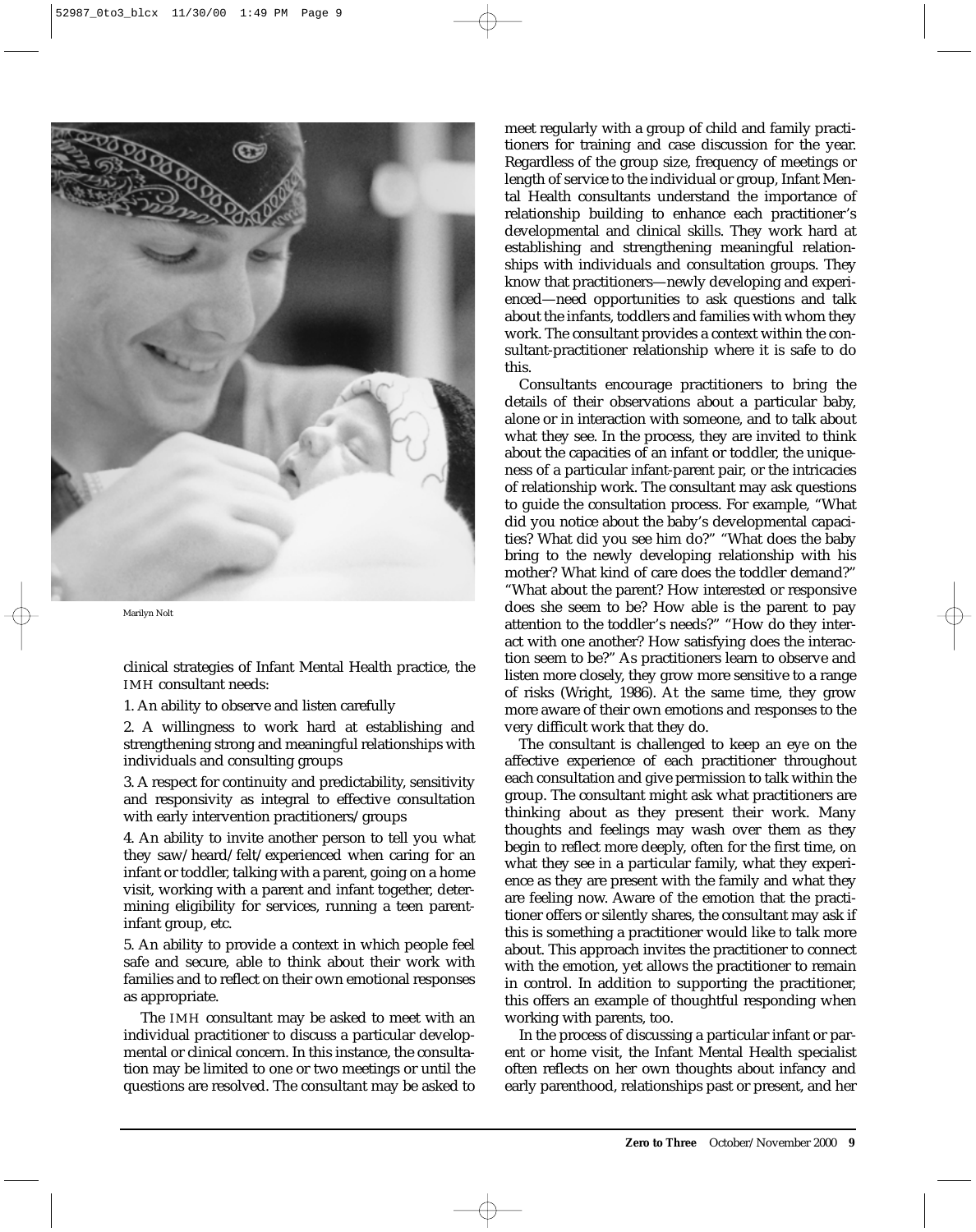Marilyn Nolt

clinical strategies of Infant Mental Health practice, the IMH consultant needs:

1. An ability to observe and listen carefully

2. A willingness to work hard at establishing and strengthening strong and meaningful relationships with individuals and consulting groups

3. A respect for continuity and predictability, sensitivity and responsivity as integral to effective consultation with early intervention practitioners/groups

4. An ability to invite another person to tell you what they saw/heard/felt/experienced when caring for an infant or toddler, talking with a parent, going on a home visit, working with a parent and infant together, determining eligibility for services, running a teen parent-infant group, etc.

5. An ability to provide a context in which people feel safe and secure, able to think about their work with families and to reflect on their own emotional responses as appropriate.

The IMH consultant may be asked to meet with an individual practitioner to discuss a particular developmental or clinical concern. In this instance, the consultation may be limited to one or two meetings or until the questions are resolved. The consultant may be asked to meet regularly with a group of child and family practitioners for training and case discussion for the year. Regardless of the group size, frequency of meetings or length of service to the individual or group, Infant Mental Health consultants understand the importance of relationship building to enhance each practitioner's developmental and clinical skills. They work hard at establishing and strengthening meaningful relationships with individuals and consultation groups. They know that practitioners—newly developing and experienced—need opportunities to ask questions and talk about the infants, toddlers and families with whom they work. The consultant provides a context within the consultant-practitioner relationship where it is safe to do this.

Consultants encourage practitioners to bring the details of their observations about a particular baby, alone or in interaction with someone, and to talk about what they see. In the process, they are invited to think about the capacities of an infant or toddler, the uniqueness of a particular infant-parent pair, or the intricacies of relationship work. The consultant may ask questions to guide the consultation process. For example, "What did you notice about the baby's developmental capacities? What did you see him do?" "What does the baby bring to the newly developing relationship with his mother? What kind of care does the toddler demand?" "What about the parent? How interested or responsive does she seem to be? How able is the parent to pay attention to the toddler's needs?" "How do they interact with one another? How satisfying does the interaction seem to be?" As practitioners learn to observe and listen more closely, they grow more sensitive to a range of risks (Wright, 1986). At the same time, they grow more aware of their own emotions and responses to the very difficult work that they do.

The consultant is challenged to keep an eye on the affective experience of each practitioner throughout each consultation and give permission to talk within the group. The consultant might ask what practitioners are thinking about as they present their work. Many thoughts and feelings may wash over them as they begin to reflect more deeply, often for the first time, on what they see in a particular family, what they experience as they are present with the family and what they are feeling now. Aware of the emotion that the practitioner offers or silently shares, the consultant may ask if this is something a practitioner would like to talk more about. This approach invites the practitioner to connect with the emotion, yet allows the practitioner to remain in control. In addition to supporting the practitioner, this offers an example of thoughtful responding when working with parents, too.

In the process of discussing a particular infant or parent or home visit, the Infant Mental Health specialist often reflects on her own thoughts about infancy and early parenthood, relationships past or present, and her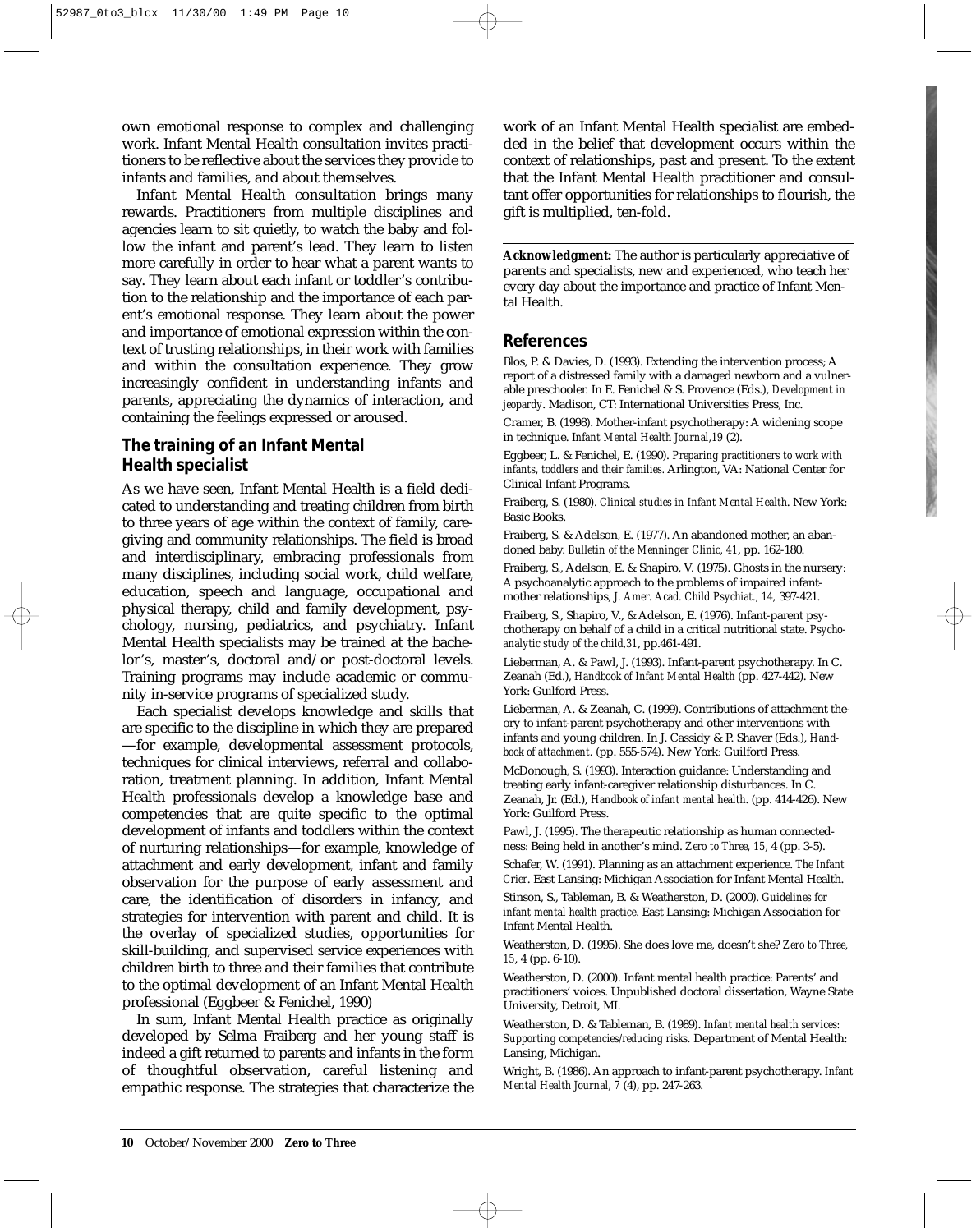own emotional response to complex and challenging work. Infant Mental Health consultation invites practitioners to be reflective about the services they provide to infants and families, and about themselves.

Infant Mental Health consultation brings many rewards. Practitioners from multiple disciplines and agencies learn to sit quietly, to watch the baby and follow the infant and parent's lead. They learn to listen more carefully in order to hear what a parent wants to say. They learn about each infant or toddler's contribution to the relationship and the importance of each parent's emotional response. They learn about the power and importance of emotional expression within the context of trusting relationships, in their work with families and within the consultation experience. They grow increasingly confident in understanding infants and parents, appreciating the dynamics of interaction, and containing the feelings expressed or aroused.

## The training of an Infant Mental Health specialist

As we have seen, Infant Mental Health is a field dedicated to understanding and treating children from birth to three years of age within the context of family, caregiving and community relationships. The field is broad and interdisciplinary, embracing professionals from many disciplines, including social work, child welfare, education, speech and language, occupational and physical therapy, child and family development, psychology, nursing, pediatrics, and psychiatry. Infant Mental Health specialists may be trained at the bachelor's, master's, doctoral and/or post-doctoral levels. Training programs may include academic or community in-service programs of specialized study.

Each specialist develops knowledge and skills that are specific to the discipline in which they are prepared —for example, developmental assessment protocols, techniques for clinical interviews, referral and collaboration, treatment planning. In addition, Infant Mental Health professionals develop a knowledge base and competencies that are quite specific to the optimal development of infants and toddlers within the context of nurturing relationships—for example, knowledge of attachment and early development, infant and family observation for the purpose of early assessment and care, the identification of disorders in infancy, and strategies for intervention with parent and child. It is the overlay of specialized studies, opportunities for skill-building, and supervised service experiences with children birth to three and their families that contribute to the optimal development of an Infant Mental Health professional (Eggbeer & Fenichel, 1990)

In sum, Infant Mental Health practice as originally developed by Selma Fraiberg and her young staff is indeed a gift returned to parents and infants in the form of thoughtful observation, careful listening and empathic response. The strategies that characterize the work of an Infant Mental Health specialist are embedded in the belief that development occurs within the context of relationships, past and present. To the extent that the Infant Mental Health practitioner and consultant offer opportunities for relationships to flourish, the gift is multiplied, ten-fold.

**Acknowledgment:** The author is particularly appreciative of parents and specialists, new and experienced, who teach her every day about the importance and practice of Infant Mental Health.

## References

Blos, P. & Davies, D. (1993). Extending the intervention process; A report of a distressed family with a damaged newborn and a vulnerable preschooler. In E. Fenichel & S. Provence (Eds.), *Development in jeopardy*. Madison, CT: International Universities Press, Inc.

Cramer, B. (1998). Mother-infant psychotherapy: A widening scope in technique. *Infant Mental Health Journal,19* (2).

Eggbeer, L. & Fenichel, E. (1990). *Preparing practitioners to work with infants, toddlers and their families.* Arlington, VA: National Center for Clinical Infant Programs.

Fraiberg, S. (1980). *Clinical studies in Infant Mental Health*. New York: Basic Books.

Fraiberg, S. & Adelson, E. (1977). An abandoned mother, an abandoned baby. *Bulletin of the Menninger Clinic, 41*, pp. 162-180.

Fraiberg, S., Adelson, E. & Shapiro, V. (1975). Ghosts in the nursery: A psychoanalytic approach to the problems of impaired infant-mother relationships, *J. Amer. Acad. Child Psychiat., 14,* 397-421.

Fraiberg, S., Shapiro, V., & Adelson, E. (1976). Infant-parent psychotherapy on behalf of a child in a critical nutritional state. *Psychoanalytic study of the child,31*, pp.461-491.

Lieberman, A. & Pawl, J. (1993). Infant-parent psychotherapy. In C. Zeanah (Ed.), *Handbook of Infant Mental Health* (pp. 427-442). New York: Guilford Press.

Lieberman, A. & Zeanah, C. (1999). Contributions of attachment theory to infant-parent psychotherapy and other interventions with infants and young children. In J. Cassidy & P. Shaver (Eds.), *Handbook of attachment*. (pp. 555-574). New York: Guilford Press.

McDonough, S. (1993). Interaction guidance: Understanding and treating early infant-caregiver relationship disturbances. In C. Zeanah, Jr. (Ed.), *Handbook of infant mental health*. (pp. 414-426). New York: Guilford Press.

Pawl, J. (1995). The therapeutic relationship as human connectedness: Being held in another's mind. *Zero to Three, 15*, 4 (pp. 3-5).

Schafer, W. (1991). Planning as an attachment experience. *The Infant Crier*. East Lansing: Michigan Association for Infant Mental Health.

Stinson, S., Tableman, B. & Weatherston, D. (2000). *Guidelines for infant mental health practice*. East Lansing: Michigan Association for Infant Mental Health.

Weatherston, D. (1995). She does love me, doesn't she? *Zero to Three, 15*, 4 (pp. 6-10).

Weatherston, D. (2000). Infant mental health practice: Parents' and practitioners' voices. Unpublished doctoral dissertation, Wayne State University, Detroit, MI.

Weatherston, D. & Tableman, B. (1989). *Infant mental health services: Supporting competencies/reducing risks.* Department of Mental Health: Lansing, Michigan.

Wright, B. (1986). An approach to infant-parent psychotherapy. *Infant Mental Health Journal, 7* (4), pp. 247-263.